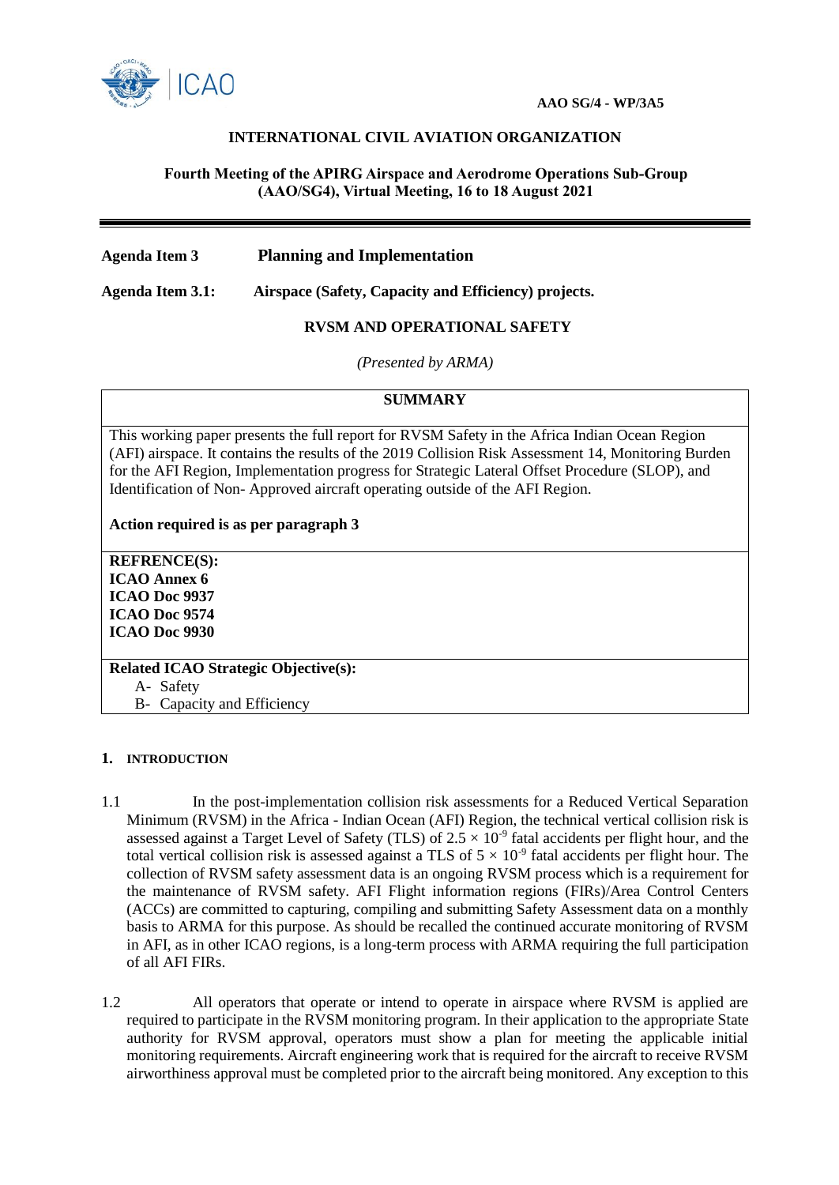**AAO SG/4 - WP/3A5**

**INTERNATIONAL CIVIL AVIATION ORGANIZATION**

**Fourth Meeting of the APIRG Airspace and Aerodrome Operations Sub-Group (AAO/SG4), Virtual Meeting, 16 to 18 August 2021**

---

**Agenda Item 3 Planning and Implementation**

**Agenda Item 3.1: Airspace (Safety, Capacity and Efficiency) projects.**

**RVSM AND OPERATIONAL SAFETY**

*(Presented by ARMA)*

| **SUMMARY** |
|---|
| This working paper presents the full report for RVSM Safety in the Africa Indian Ocean Region (AFI) airspace. It contains the results of the 2019 Collision Risk Assessment 14, Monitoring Burden for the AFI Region, Implementation progress for Strategic Lateral Offset Procedure (SLOP), and Identification of Non- Approved aircraft operating outside of the AFI Region.<br><br>**Action required is as per paragraph 3** |
| **REFRENCE(S):**<br>**ICAO Annex 6**<br>**ICAO Doc 9937**<br>**ICAO Doc 9574**<br>**ICAO Doc 9930** |
| **Related ICAO Strategic Objective(s):**<br>A- Safety<br>B- Capacity and Efficiency |

## 1. INTRODUCTION

1.1 In the post-implementation collision risk assessments for a Reduced Vertical Separation Minimum (RVSM) in the Africa - Indian Ocean (AFI) Region, the technical vertical collision risk is assessed against a Target Level of Safety (TLS) of $2.5 \times 10^{-9}$ fatal accidents per flight hour, and the total vertical collision risk is assessed against a TLS of $5 \times 10^{-9}$ fatal accidents per flight hour. The collection of RVSM safety assessment data is an ongoing RVSM process which is a requirement for the maintenance of RVSM safety. AFI Flight information regions (FIRs)/Area Control Centers (ACCs) are committed to capturing, compiling and submitting Safety Assessment data on a monthly basis to ARMA for this purpose. As should be recalled the continued accurate monitoring of RVSM in AFI, as in other ICAO regions, is a long-term process with ARMA requiring the full participation of all AFI FIRs.

1.2 All operators that operate or intend to operate in airspace where RVSM is applied are required to participate in the RVSM monitoring program. In their application to the appropriate State authority for RVSM approval, operators must show a plan for meeting the applicable initial monitoring requirements. Aircraft engineering work that is required for the aircraft to receive RVSM airworthiness approval must be completed prior to the aircraft being monitored. Any exception to this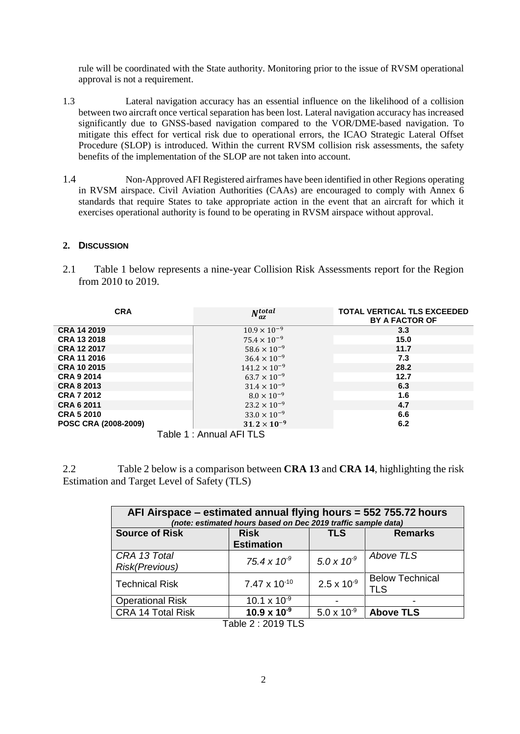rule will be coordinated with the State authority. Monitoring prior to the issue of RVSM operational approval is not a requirement.

1.3 Lateral navigation accuracy has an essential influence on the likelihood of a collision between two aircraft once vertical separation has been lost. Lateral navigation accuracy has increased significantly due to GNSS-based navigation compared to the VOR/DME-based navigation. To mitigate this effect for vertical risk due to operational errors, the ICAO Strategic Lateral Offset Procedure (SLOP) is introduced. Within the current RVSM collision risk assessments, the safety benefits of the implementation of the SLOP are not taken into account.

1.4 Non-Approved AFI Registered airframes have been identified in other Regions operating in RVSM airspace. Civil Aviation Authorities (CAAs) are encouraged to comply with Annex 6 standards that require States to take appropriate action in the event that an aircraft for which it exercises operational authority is found to be operating in RVSM airspace without approval.

## 2. Discussion

2.1 Table 1 below represents a nine-year Collision Risk Assessments report for the Region from 2010 to 2019.

| CRA | $N_{az}^{total}$ | TOTAL VERTICAL TLS EXCEEDED BY A FACTOR OF |
|---|---|---|
| **CRA 14 2019** | $10.9 \times 10^{-9}$ | **3.3** |
| **CRA 13 2018** | $75.4 \times 10^{-9}$ | **15.0** |
| **CRA 12 2017** | $58.6 \times 10^{-9}$ | **11.7** |
| **CRA 11 2016** | $36.4 \times 10^{-9}$ | **7.3** |
| **CRA 10 2015** | $141.2 \times 10^{-9}$ | **28.2** |
| **CRA 9 2014** | $63.7 \times 10^{-9}$ | **12.7** |
| **CRA 8 2013** | $31.4 \times 10^{-9}$ | **6.3** |
| **CRA 7 2012** | $8.0 \times 10^{-9}$ | **1.6** |
| **CRA 6 2011** | $23.2 \times 10^{-9}$ | **4.7** |
| **CRA 5 2010** | $33.0 \times 10^{-9}$ | **6.6** |
| **POSC CRA (2008-2009)** | $\mathbf{31.2 \times 10^{-9}}$ | **6.2** |

Table 1 : Annual AFI TLS

2.2 Table 2 below is a comparison between **CRA 13** and **CRA 14**, highlighting the risk Estimation and Target Level of Safety (TLS)

| **AFI Airspace – estimated annual flying hours = 552 755.72 hours** *(note: estimated hours based on Dec 2019 traffic sample data)* | | | |
|---|---|---|---|
| **Source of Risk** | **Risk Estimation** | **TLS** | **Remarks** |
| *CRA 13 Total Risk(Previous)* | *$75.4 \times 10^{-9}$* | *$5.0 \times 10^{-9}$* | *Above TLS* |
| Technical Risk | $7.47 \times 10^{-10}$ | $2.5 \times 10^{-9}$ | Below Technical TLS |
| Operational Risk | $10.1 \times 10^{-9}$ | - | - |
| CRA 14 Total Risk | $\mathbf{10.9 \times 10^{-9}}$ | $5.0 \times 10^{-9}$ | **Above TLS** |

Table 2 : 2019 TLS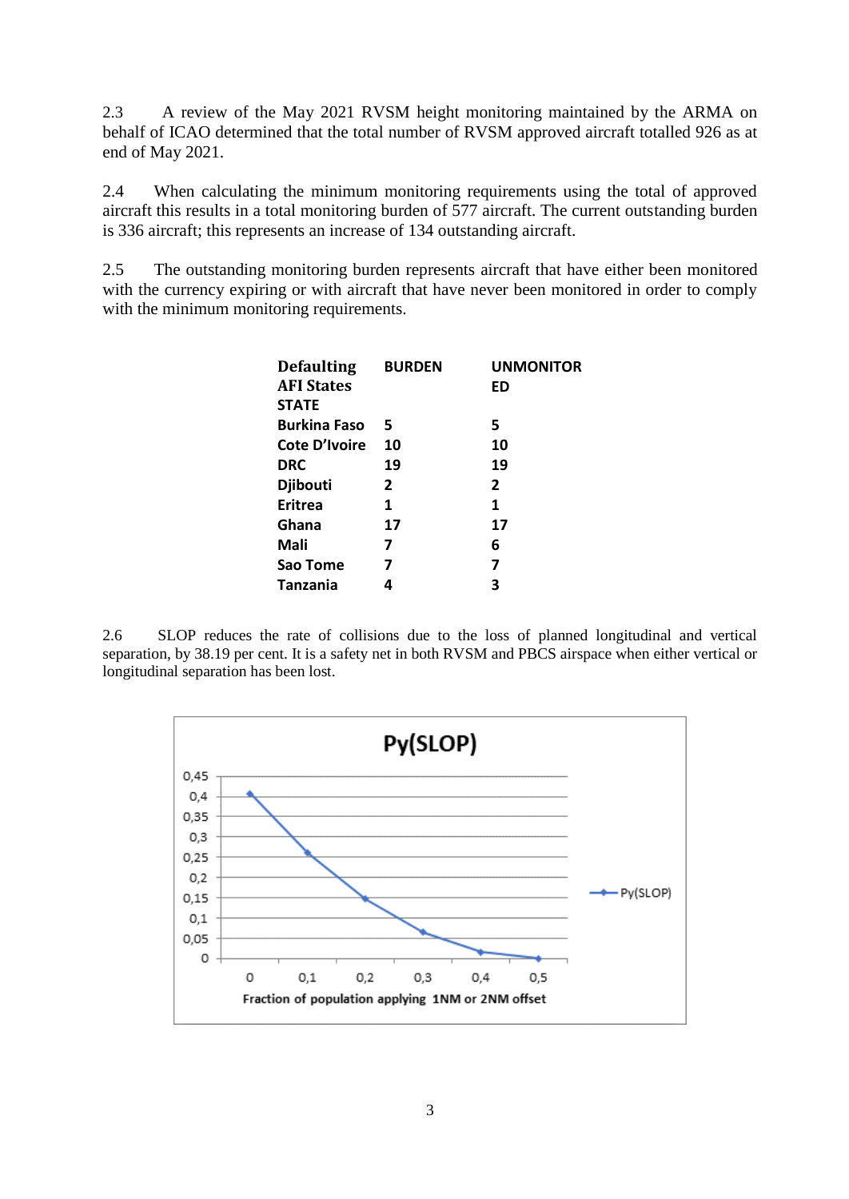2.3 A review of the May 2021 RVSM height monitoring maintained by the ARMA on behalf of ICAO determined that the total number of RVSM approved aircraft totalled 926 as at end of May 2021.

2.4 When calculating the minimum monitoring requirements using the total of approved aircraft this results in a total monitoring burden of 577 aircraft. The current outstanding burden is 336 aircraft; this represents an increase of 134 outstanding aircraft.

2.5 The outstanding monitoring burden represents aircraft that have either been monitored with the currency expiring or with aircraft that have never been monitored in order to comply with the minimum monitoring requirements.

| **Defaulting AFI States** **STATE** | **BURDEN** | **UNMONITORED** |
|---|---|---|
| **Burkina Faso** | **5** | **5** |
| **Cote D'Ivoire** | **10** | **10** |
| **DRC** | **19** | **19** |
| **Djibouti** | **2** | **2** |
| **Eritrea** | **1** | **1** |
| **Ghana** | **17** | **17** |
| **Mali** | **7** | **6** |
| **Sao Tome** | **7** | **7** |
| **Tanzania** | **4** | **3** |

2.6 SLOP reduces the rate of collisions due to the loss of planned longitudinal and vertical separation, by 38.19 per cent. It is a safety net in both RVSM and PBCS airspace when either vertical or longitudinal separation has been lost.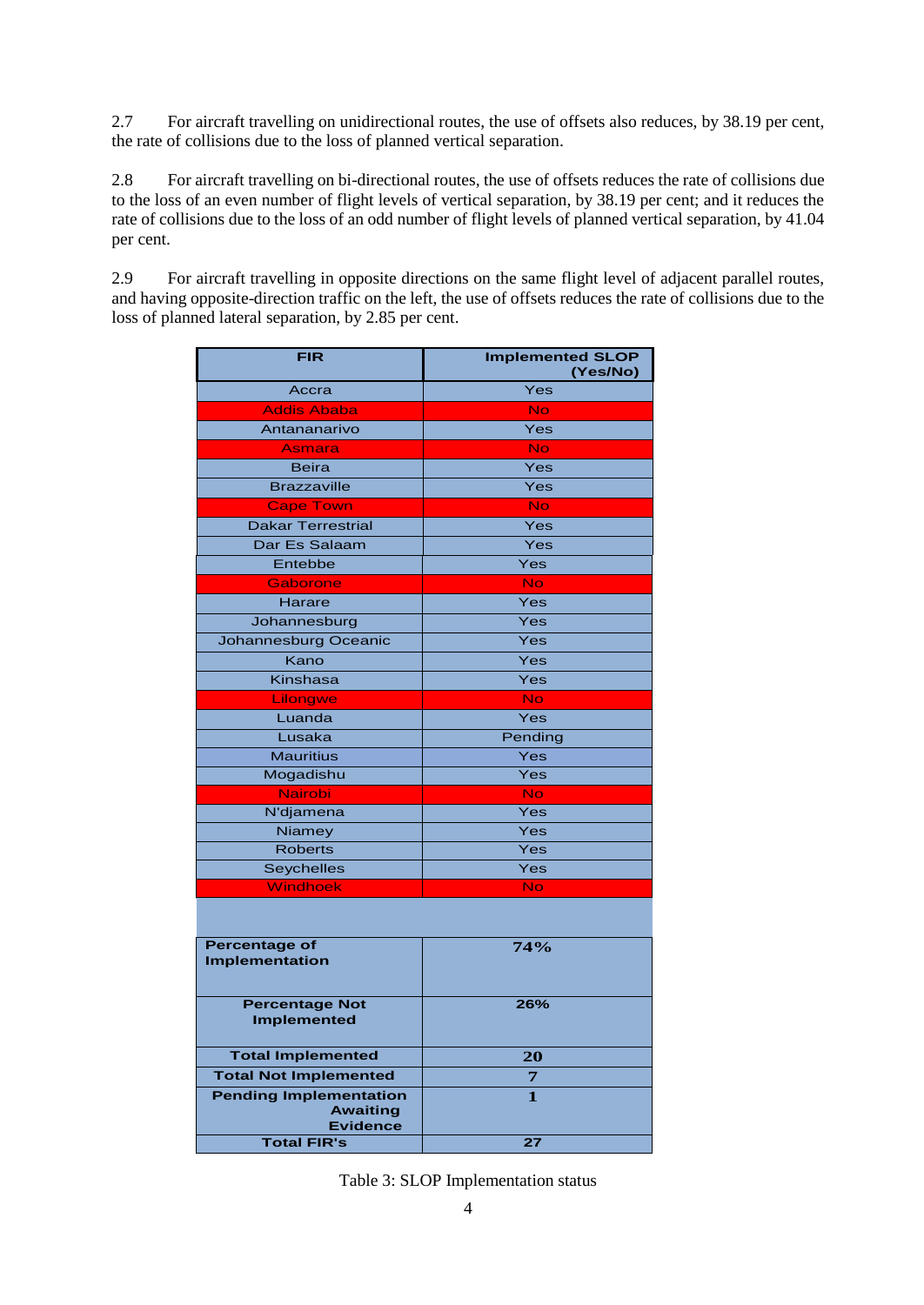2.7 For aircraft travelling on unidirectional routes, the use of offsets also reduces, by 38.19 per cent, the rate of collisions due to the loss of planned vertical separation.

2.8 For aircraft travelling on bi-directional routes, the use of offsets reduces the rate of collisions due to the loss of an even number of flight levels of vertical separation, by 38.19 per cent; and it reduces the rate of collisions due to the loss of an odd number of flight levels of planned vertical separation, by 41.04 per cent.

2.9 For aircraft travelling in opposite directions on the same flight level of adjacent parallel routes, and having opposite-direction traffic on the left, the use of offsets reduces the rate of collisions due to the loss of planned lateral separation, by 2.85 per cent.

| FIR | Implemented SLOP (Yes/No) |
|---|---|
| Accra | Yes |
| Addis Ababa | No |
| Antananarivo | Yes |
| Asmara | No |
| Beira | Yes |
| Brazzaville | Yes |
| Cape Town | No |
| Dakar Terrestrial | Yes |
| Dar Es Salaam | Yes |
| Entebbe | Yes |
| Gaborone | No |
| Harare | Yes |
| Johannesburg | Yes |
| Johannesburg Oceanic | Yes |
| Kano | Yes |
| Kinshasa | Yes |
| Lilongwe | No |
| Luanda | Yes |
| Lusaka | Pending |
| Mauritius | Yes |
| Mogadishu | Yes |
| Nairobi | No |
| N'djamena | Yes |
| Niamey | Yes |
| Roberts | Yes |
| Seychelles | Yes |
| Windhoek | No |
| | |
| **Percentage of Implementation** | **74%** |
| **Percentage Not Implemented** | **26%** |
| **Total Implemented** | **20** |
| **Total Not Implemented** | **7** |
| **Pending Implementation Awaiting Evidence** | **1** |
| **Total FIR's** | **27** |

Table 3: SLOP Implementation status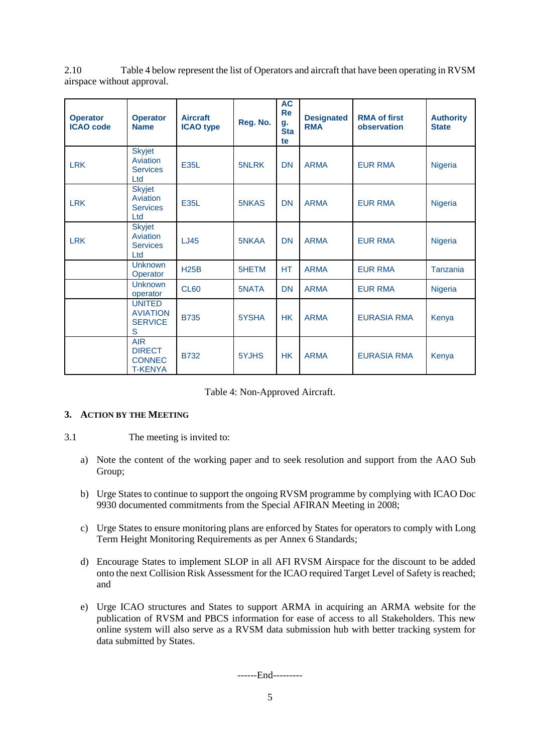2.10 Table 4 below represent the list of Operators and aircraft that have been operating in RVSM airspace without approval.

| Operator ICAO code | Operator Name | Aircraft ICAO type | Reg. No. | AC Reg. State | Designated RMA | RMA of first observation | Authority State |
|---|---|---|---|---|---|---|---|
| LRK | Skyjet Aviation Services Ltd | E35L | 5NLRK | DN | ARMA | EUR RMA | Nigeria |
| LRK | Skyjet Aviation Services Ltd | E35L | 5NKAS | DN | ARMA | EUR RMA | Nigeria |
| LRK | Skyjet Aviation Services Ltd | LJ45 | 5NKAA | DN | ARMA | EUR RMA | Nigeria |
| | Unknown Operator | H25B | 5HETM | HT | ARMA | EUR RMA | Tanzania |
| | Unknown operator | CL60 | 5NATA | DN | ARMA | EUR RMA | Nigeria |
| | UNITED AVIATION SERVICES | B735 | 5YSHA | HK | ARMA | EURASIA RMA | Kenya |
| | AIR DIRECT CONNECT-KENYA | B732 | 5YJHS | HK | ARMA | EURASIA RMA | Kenya |

Table 4: Non-Approved Aircraft.

## 3. ACTION BY THE MEETING

3.1 The meeting is invited to:

a) Note the content of the working paper and to seek resolution and support from the AAO Sub Group;

b) Urge States to continue to support the ongoing RVSM programme by complying with ICAO Doc 9930 documented commitments from the Special AFIRAN Meeting in 2008;

c) Urge States to ensure monitoring plans are enforced by States for operators to comply with Long Term Height Monitoring Requirements as per Annex 6 Standards;

d) Encourage States to implement SLOP in all AFI RVSM Airspace for the discount to be added onto the next Collision Risk Assessment for the ICAO required Target Level of Safety is reached; and

e) Urge ICAO structures and States to support ARMA in acquiring an ARMA website for the publication of RVSM and PBCS information for ease of access to all Stakeholders. This new online system will also serve as a RVSM data submission hub with better tracking system for data submitted by States.

------End---------